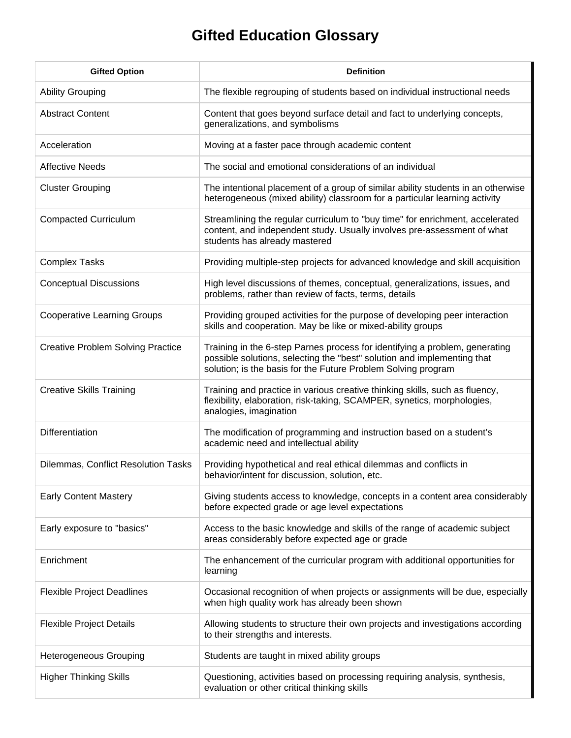# Gifted Education Glossary

| Gifted Option | Definition |
| --- | --- |
| Ability Grouping | The flexible regrouping of students based on individual instructional needs |
| Abstract Content | Content that goes beyond surface detail and fact to underlying concepts, generalizations, and symbolisms |
| Acceleration | Moving at a faster pace through academic content |
| Affective Needs | The social and emotional considerations of an individual |
| Cluster Grouping | The intentional placement of a group of similar ability students in an otherwise heterogeneous (mixed ability) classroom for a particular learning activity |
| Compacted Curriculum | Streamlining the regular curriculum to "buy time" for enrichment, accelerated content, and independent study. Usually involves pre-assessment of what students has already mastered |
| Complex Tasks | Providing multiple-step projects for advanced knowledge and skill acquisition |
| Conceptual Discussions | High level discussions of themes, conceptual, generalizations, issues, and problems, rather than review of facts, terms, details |
| Cooperative Learning Groups | Providing grouped activities for the purpose of developing peer interaction skills and cooperation. May be like or mixed-ability groups |
| Creative Problem Solving Practice | Training in the 6-step Parnes process for identifying a problem, generating possible solutions, selecting the "best" solution and implementing that solution; is the basis for the Future Problem Solving program |
| Creative Skills Training | Training and practice in various creative thinking skills, such as fluency, flexibility, elaboration, risk-taking, SCAMPER, synetics, morphologies, analogies, imagination |
| Differentiation | The modification of programming and instruction based on a student's academic need and intellectual ability |
| Dilemmas, Conflict Resolution Tasks | Providing hypothetical and real ethical dilemmas and conflicts in behavior/intent for discussion, solution, etc. |
| Early Content Mastery | Giving students access to knowledge, concepts in a content area considerably before expected grade or age level expectations |
| Early exposure to "basics" | Access to the basic knowledge and skills of the range of academic subject areas considerably before expected age or grade |
| Enrichment | The enhancement of the curricular program with additional opportunities for learning |
| Flexible Project Deadlines | Occasional recognition of when projects or assignments will be due, especially when high quality work has already been shown |
| Flexible Project Details | Allowing students to structure their own projects and investigations according to their strengths and interests. |
| Heterogeneous Grouping | Students are taught in mixed ability groups |
| Higher Thinking Skills | Questioning, activities based on processing requiring analysis, synthesis, evaluation or other critical thinking skills |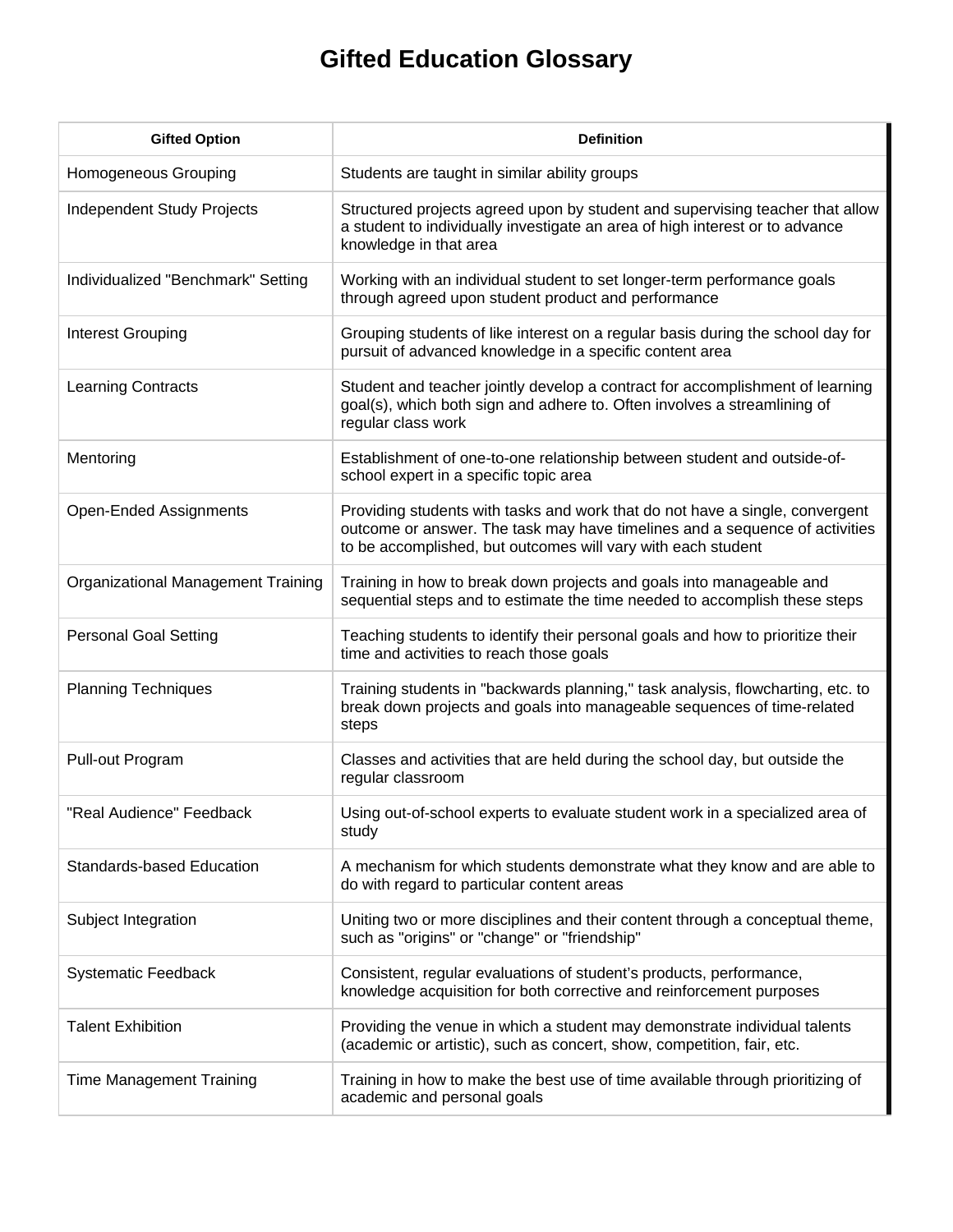# Gifted Education Glossary

| Gifted Option | Definition |
|---|---|
| Homogeneous Grouping | Students are taught in similar ability groups |
| Independent Study Projects | Structured projects agreed upon by student and supervising teacher that allow a student to individually investigate an area of high interest or to advance knowledge in that area |
| Individualized "Benchmark" Setting | Working with an individual student to set longer-term performance goals through agreed upon student product and performance |
| Interest Grouping | Grouping students of like interest on a regular basis during the school day for pursuit of advanced knowledge in a specific content area |
| Learning Contracts | Student and teacher jointly develop a contract for accomplishment of learning goal(s), which both sign and adhere to. Often involves a streamlining of regular class work |
| Mentoring | Establishment of one-to-one relationship between student and outside-of-school expert in a specific topic area |
| Open-Ended Assignments | Providing students with tasks and work that do not have a single, convergent outcome or answer. The task may have timelines and a sequence of activities to be accomplished, but outcomes will vary with each student |
| Organizational Management Training | Training in how to break down projects and goals into manageable and sequential steps and to estimate the time needed to accomplish these steps |
| Personal Goal Setting | Teaching students to identify their personal goals and how to prioritize their time and activities to reach those goals |
| Planning Techniques | Training students in "backwards planning," task analysis, flowcharting, etc. to break down projects and goals into manageable sequences of time-related steps |
| Pull-out Program | Classes and activities that are held during the school day, but outside the regular classroom |
| "Real Audience" Feedback | Using out-of-school experts to evaluate student work in a specialized area of study |
| Standards-based Education | A mechanism for which students demonstrate what they know and are able to do with regard to particular content areas |
| Subject Integration | Uniting two or more disciplines and their content through a conceptual theme, such as "origins" or "change" or "friendship" |
| Systematic Feedback | Consistent, regular evaluations of student's products, performance, knowledge acquisition for both corrective and reinforcement purposes |
| Talent Exhibition | Providing the venue in which a student may demonstrate individual talents (academic or artistic), such as concert, show, competition, fair, etc. |
| Time Management Training | Training in how to make the best use of time available through prioritizing of academic and personal goals |